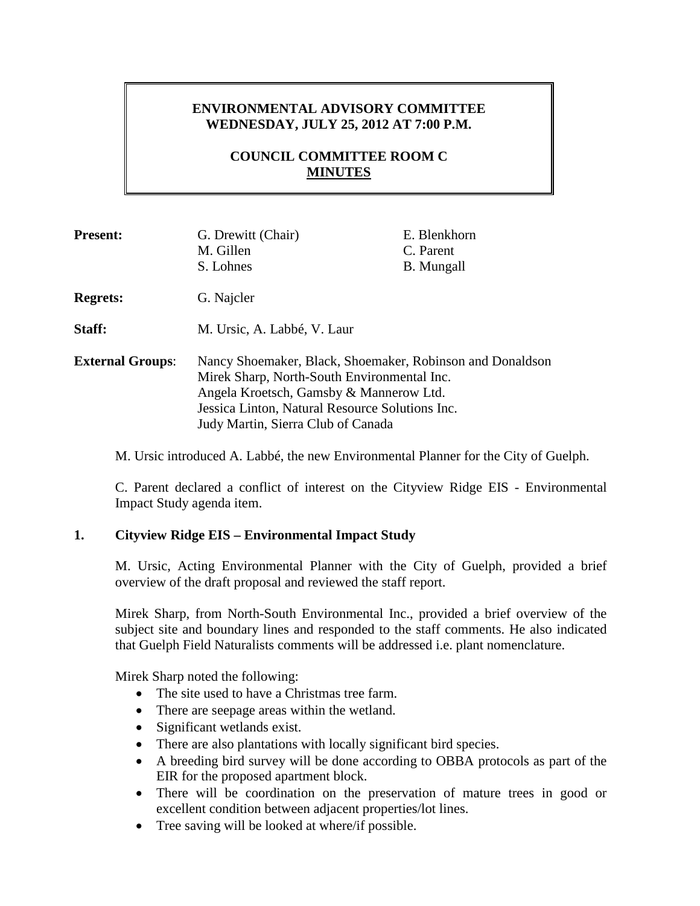**ENVIRONMENTAL ADVISORY COMMITTEE**
**WEDNESDAY, JULY 25, 2012 AT 7:00 P.M.**

**COUNCIL COMMITTEE ROOM C**
**MINUTES**

| | | |
|---|---|---|
| **Present:** | G. Drewitt (Chair) | E. Blenkhorn |
| | M. Gillen | C. Parent |
| | S. Lohnes | B. Mungall |
| **Regrets:** | G. Najcler | |
| **Staff:** | M. Ursic, A. Labbé, V. Laur | |
| **External Groups**: | Nancy Shoemaker, Black, Shoemaker, Robinson and Donaldson<br>Mirek Sharp, North-South Environmental Inc.<br>Angela Kroetsch, Gamsby & Mannerow Ltd.<br>Jessica Linton, Natural Resource Solutions Inc.<br>Judy Martin, Sierra Club of Canada | |

M. Ursic introduced A. Labbé, the new Environmental Planner for the City of Guelph.

C. Parent declared a conflict of interest on the Cityview Ridge EIS - Environmental Impact Study agenda item.

## 1. Cityview Ridge EIS – Environmental Impact Study

M. Ursic, Acting Environmental Planner with the City of Guelph, provided a brief overview of the draft proposal and reviewed the staff report.

Mirek Sharp, from North-South Environmental Inc., provided a brief overview of the subject site and boundary lines and responded to the staff comments. He also indicated that Guelph Field Naturalists comments will be addressed i.e. plant nomenclature.

Mirek Sharp noted the following:

- The site used to have a Christmas tree farm.
- There are seepage areas within the wetland.
- Significant wetlands exist.
- There are also plantations with locally significant bird species.
- A breeding bird survey will be done according to OBBA protocols as part of the EIR for the proposed apartment block.
- There will be coordination on the preservation of mature trees in good or excellent condition between adjacent properties/lot lines.
- Tree saving will be looked at where/if possible.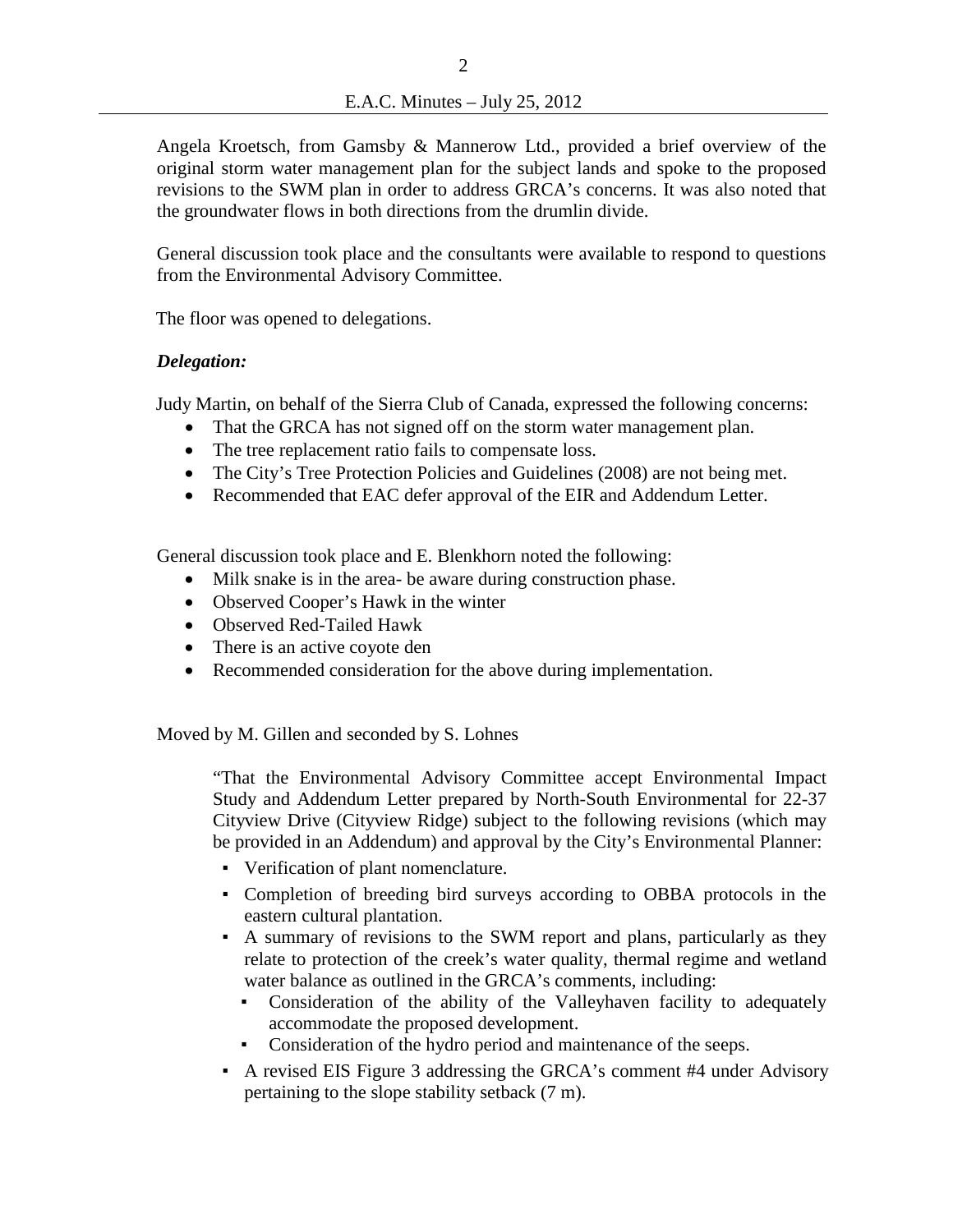Angela Kroetsch, from Gamsby & Mannerow Ltd., provided a brief overview of the original storm water management plan for the subject lands and spoke to the proposed revisions to the SWM plan in order to address GRCA's concerns. It was also noted that the groundwater flows in both directions from the drumlin divide.

General discussion took place and the consultants were available to respond to questions from the Environmental Advisory Committee.

The floor was opened to delegations.

***Delegation:***

Judy Martin, on behalf of the Sierra Club of Canada, expressed the following concerns:

- That the GRCA has not signed off on the storm water management plan.
- The tree replacement ratio fails to compensate loss.
- The City's Tree Protection Policies and Guidelines (2008) are not being met.
- Recommended that EAC defer approval of the EIR and Addendum Letter.

General discussion took place and E. Blenkhorn noted the following:

- Milk snake is in the area- be aware during construction phase.
- Observed Cooper's Hawk in the winter
- Observed Red-Tailed Hawk
- There is an active coyote den
- Recommended consideration for the above during implementation.

Moved by M. Gillen and seconded by S. Lohnes

> "That the Environmental Advisory Committee accept Environmental Impact Study and Addendum Letter prepared by North-South Environmental for 22-37 Cityview Drive (Cityview Ridge) subject to the following revisions (which may be provided in an Addendum) and approval by the City's Environmental Planner:
>
> - Verification of plant nomenclature.
> - Completion of breeding bird surveys according to OBBA protocols in the eastern cultural plantation.
> - A summary of revisions to the SWM report and plans, particularly as they relate to protection of the creek's water quality, thermal regime and wetland water balance as outlined in the GRCA's comments, including:
>   - Consideration of the ability of the Valleyhaven facility to adequately accommodate the proposed development.
>   - Consideration of the hydro period and maintenance of the seeps.
> - A revised EIS Figure 3 addressing the GRCA's comment #4 under Advisory pertaining to the slope stability setback (7 m).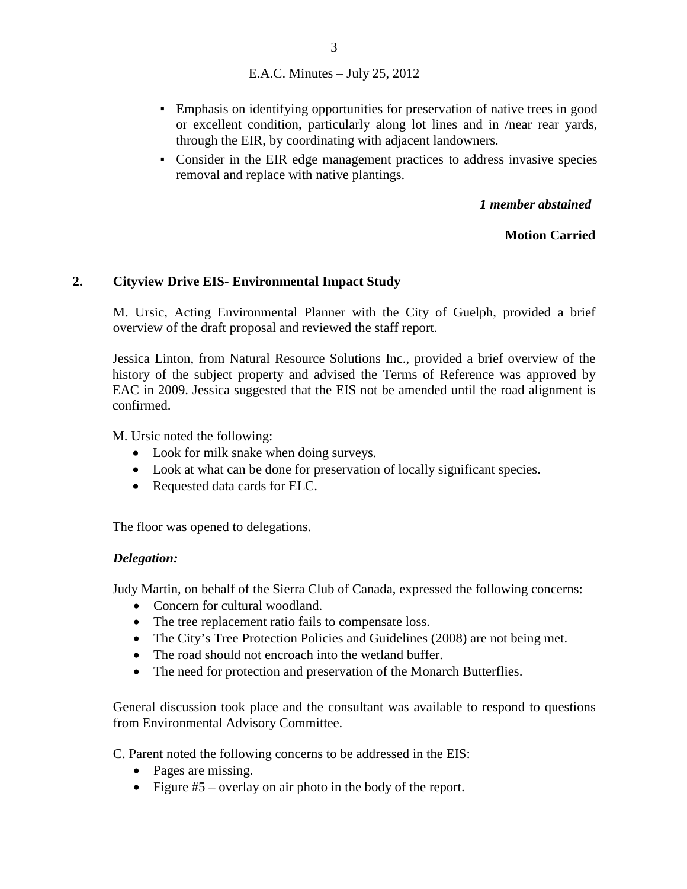- Emphasis on identifying opportunities for preservation of native trees in good or excellent condition, particularly along lot lines and in /near rear yards, through the EIR, by coordinating with adjacent landowners.
- Consider in the EIR edge management practices to address invasive species removal and replace with native plantings.

*1 member abstained*

**Motion Carried**

## 2. Cityview Drive EIS- Environmental Impact Study

M. Ursic, Acting Environmental Planner with the City of Guelph, provided a brief overview of the draft proposal and reviewed the staff report.

Jessica Linton, from Natural Resource Solutions Inc., provided a brief overview of the history of the subject property and advised the Terms of Reference was approved by EAC in 2009. Jessica suggested that the EIS not be amended until the road alignment is confirmed.

M. Ursic noted the following:

- Look for milk snake when doing surveys.
- Look at what can be done for preservation of locally significant species.
- Requested data cards for ELC.

The floor was opened to delegations.

***Delegation:***

Judy Martin, on behalf of the Sierra Club of Canada, expressed the following concerns:

- Concern for cultural woodland.
- The tree replacement ratio fails to compensate loss.
- The City's Tree Protection Policies and Guidelines (2008) are not being met.
- The road should not encroach into the wetland buffer.
- The need for protection and preservation of the Monarch Butterflies.

General discussion took place and the consultant was available to respond to questions from Environmental Advisory Committee.

C. Parent noted the following concerns to be addressed in the EIS:

- Pages are missing.
- Figure #5 – overlay on air photo in the body of the report.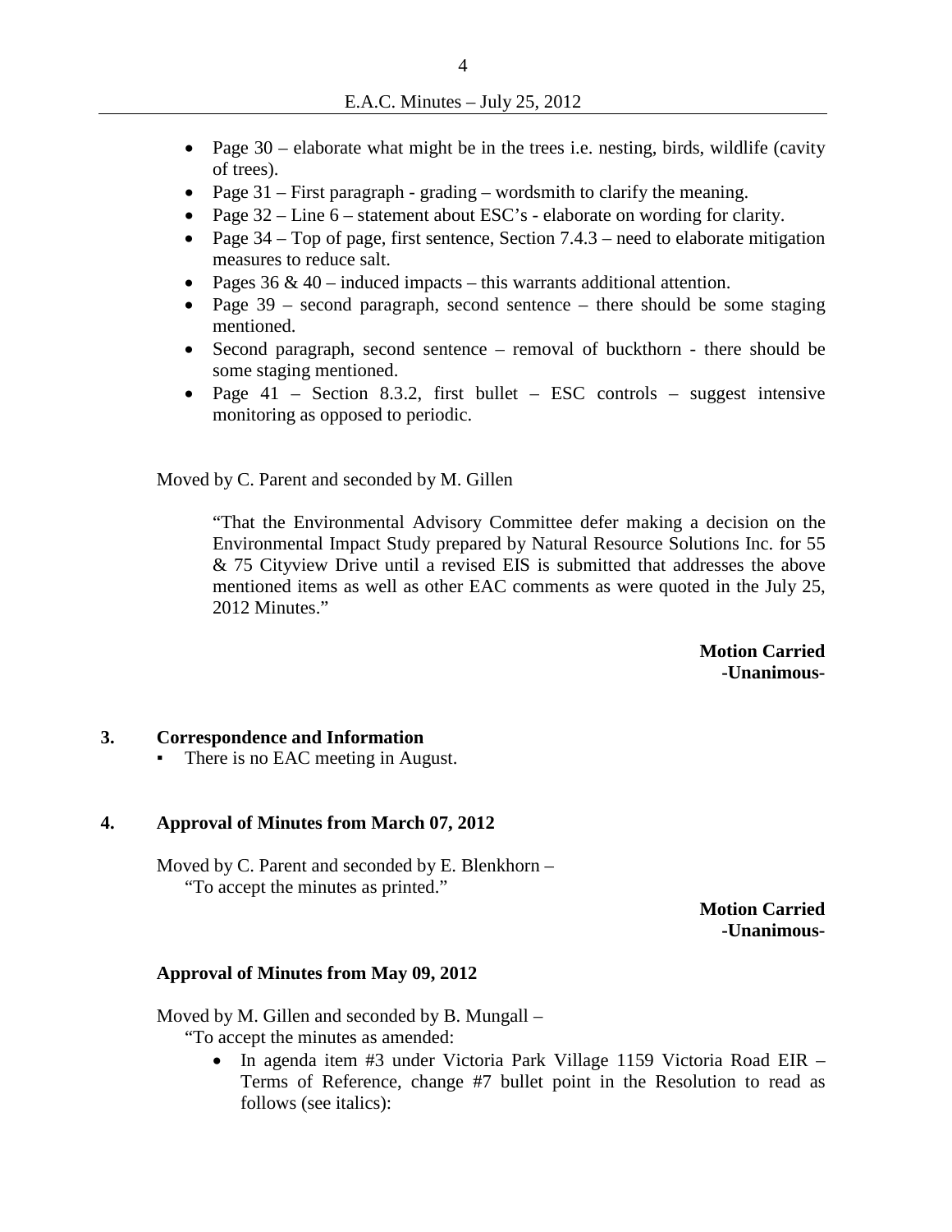- Page 30 – elaborate what might be in the trees i.e. nesting, birds, wildlife (cavity of trees).
- Page 31 – First paragraph - grading – wordsmith to clarify the meaning.
- Page 32 – Line 6 – statement about ESC's - elaborate on wording for clarity.
- Page 34 – Top of page, first sentence, Section 7.4.3 – need to elaborate mitigation measures to reduce salt.
- Pages 36 & 40 – induced impacts – this warrants additional attention.
- Page 39 – second paragraph, second sentence – there should be some staging mentioned.
- Second paragraph, second sentence – removal of buckthorn - there should be some staging mentioned.
- Page 41 – Section 8.3.2, first bullet – ESC controls – suggest intensive monitoring as opposed to periodic.

Moved by C. Parent and seconded by M. Gillen

> "That the Environmental Advisory Committee defer making a decision on the Environmental Impact Study prepared by Natural Resource Solutions Inc. for 55 & 75 Cityview Drive until a revised EIS is submitted that addresses the above mentioned items as well as other EAC comments as were quoted in the July 25, 2012 Minutes."

**Motion Carried**
**-Unanimous-**

## 3. Correspondence and Information

- There is no EAC meeting in August.

## 4. Approval of Minutes from March 07, 2012

Moved by C. Parent and seconded by E. Blenkhorn –
"To accept the minutes as printed."

**Motion Carried**
**-Unanimous-**

### Approval of Minutes from May 09, 2012

Moved by M. Gillen and seconded by B. Mungall –
"To accept the minutes as amended:

- In agenda item #3 under Victoria Park Village 1159 Victoria Road EIR – Terms of Reference, change #7 bullet point in the Resolution to read as follows (see italics):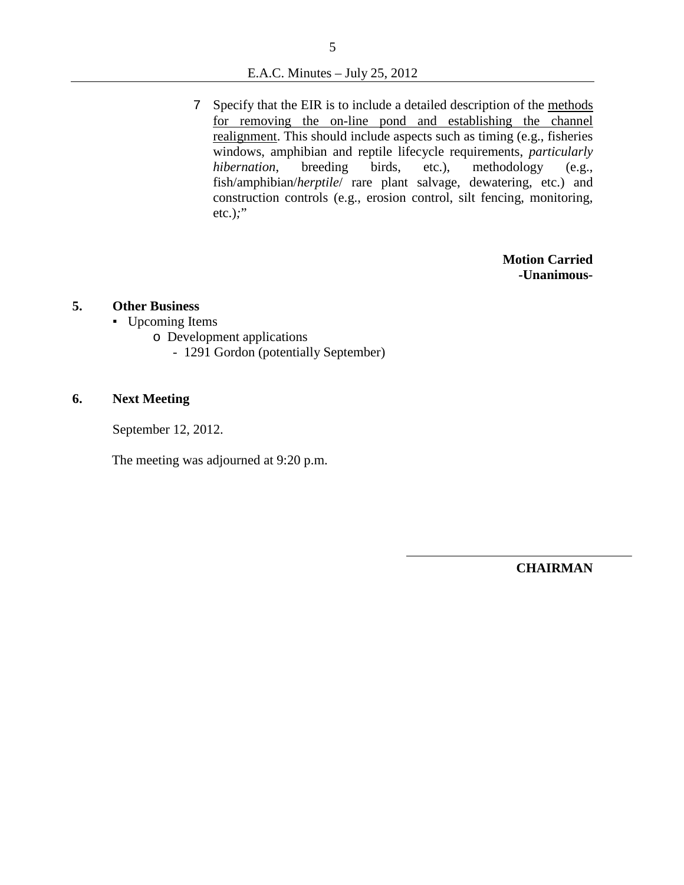7 Specify that the EIR is to include a detailed description of the <u>methods for removing the on-line pond and establishing the channel realignment</u>. This should include aspects such as timing (e.g., fisheries windows, amphibian and reptile lifecycle requirements, *particularly hibernation*, breeding birds, etc.), methodology (e.g., fish/amphibian/*herptile*/ rare plant salvage, dewatering, etc.) and construction controls (e.g., erosion control, silt fencing, monitoring, etc.);"

**Motion Carried**
**-Unanimous-**

## 5. Other Business

- Upcoming Items
  - Development applications
    - 1291 Gordon (potentially September)

## 6. Next Meeting

September 12, 2012.

The meeting was adjourned at 9:20 p.m.

**CHAIRMAN**